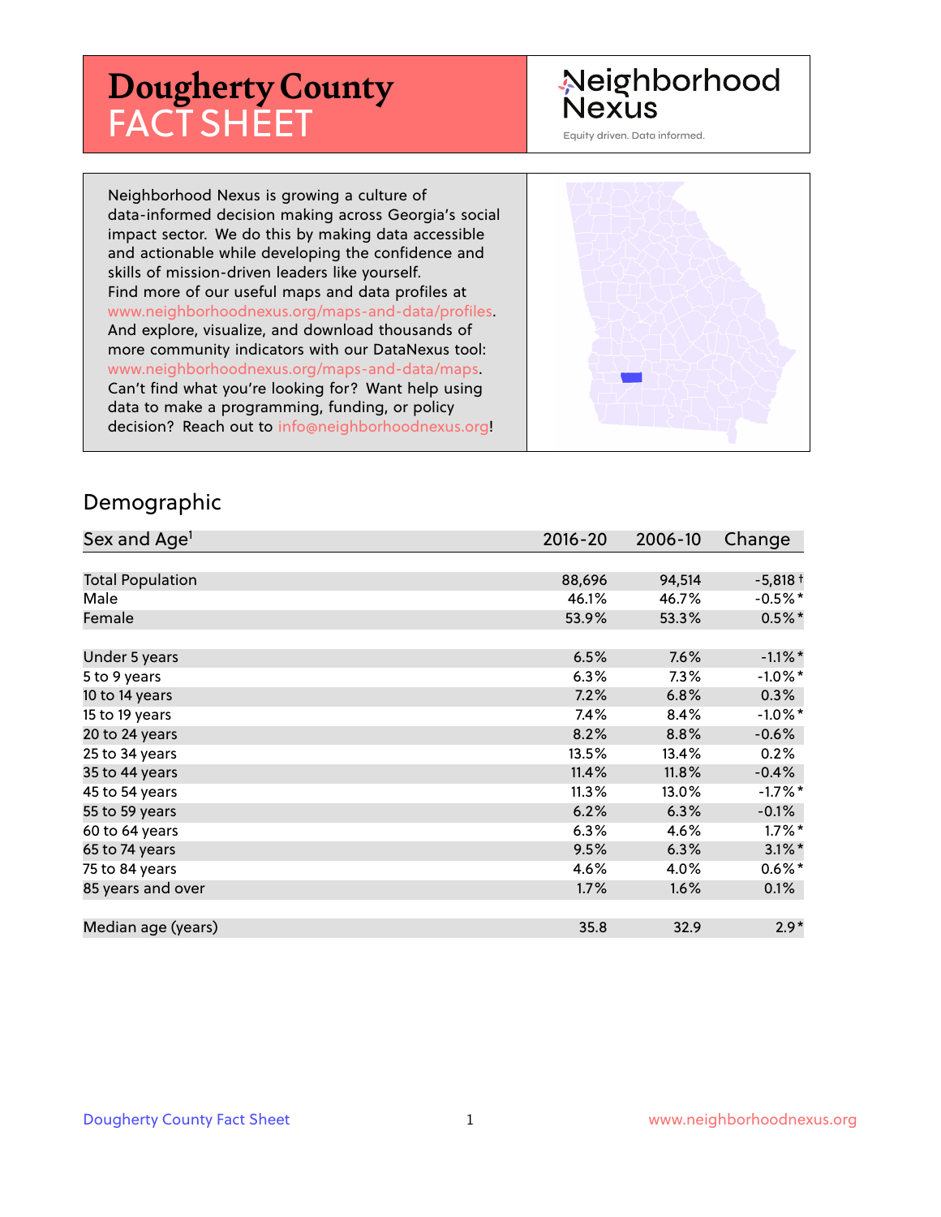# Dougherty County FACT SHEET

Neighborhood Nexus

Equity driven. Data informed.

Neighborhood Nexus is growing a culture of data-informed decision making across Georgia's social impact sector. We do this by making data accessible and actionable while developing the confidence and skills of mission-driven leaders like yourself. Find more of our useful maps and data profiles at www.neighborhoodnexus.org/maps-and-data/profiles. And explore, visualize, and download thousands of more community indicators with our DataNexus tool: www.neighborhoodnexus.org/maps-and-data/maps. Can't find what you're looking for? Want help using data to make a programming, funding, or policy decision? Reach out to info@neighborhoodnexus.org!

## Demographic

| Sex and Age[1] | 2016-20 | 2006-10 | Change |
|---|---|---|---|
| Total Population | 88,696 | 94,514 | -5,818 † |
| Male | 46.1% | 46.7% | -0.5%* |
| Female | 53.9% | 53.3% | 0.5%* |
| | | | |
| Under 5 years | 6.5% | 7.6% | -1.1%* |
| 5 to 9 years | 6.3% | 7.3% | -1.0%* |
| 10 to 14 years | 7.2% | 6.8% | 0.3% |
| 15 to 19 years | 7.4% | 8.4% | -1.0%* |
| 20 to 24 years | 8.2% | 8.8% | -0.6% |
| 25 to 34 years | 13.5% | 13.4% | 0.2% |
| 35 to 44 years | 11.4% | 11.8% | -0.4% |
| 45 to 54 years | 11.3% | 13.0% | -1.7%* |
| 55 to 59 years | 6.2% | 6.3% | -0.1% |
| 60 to 64 years | 6.3% | 4.6% | 1.7%* |
| 65 to 74 years | 9.5% | 6.3% | 3.1%* |
| 75 to 84 years | 4.6% | 4.0% | 0.6%* |
| 85 years and over | 1.7% | 1.6% | 0.1% |
| | | | |
| Median age (years) | 35.8 | 32.9 | 2.9* |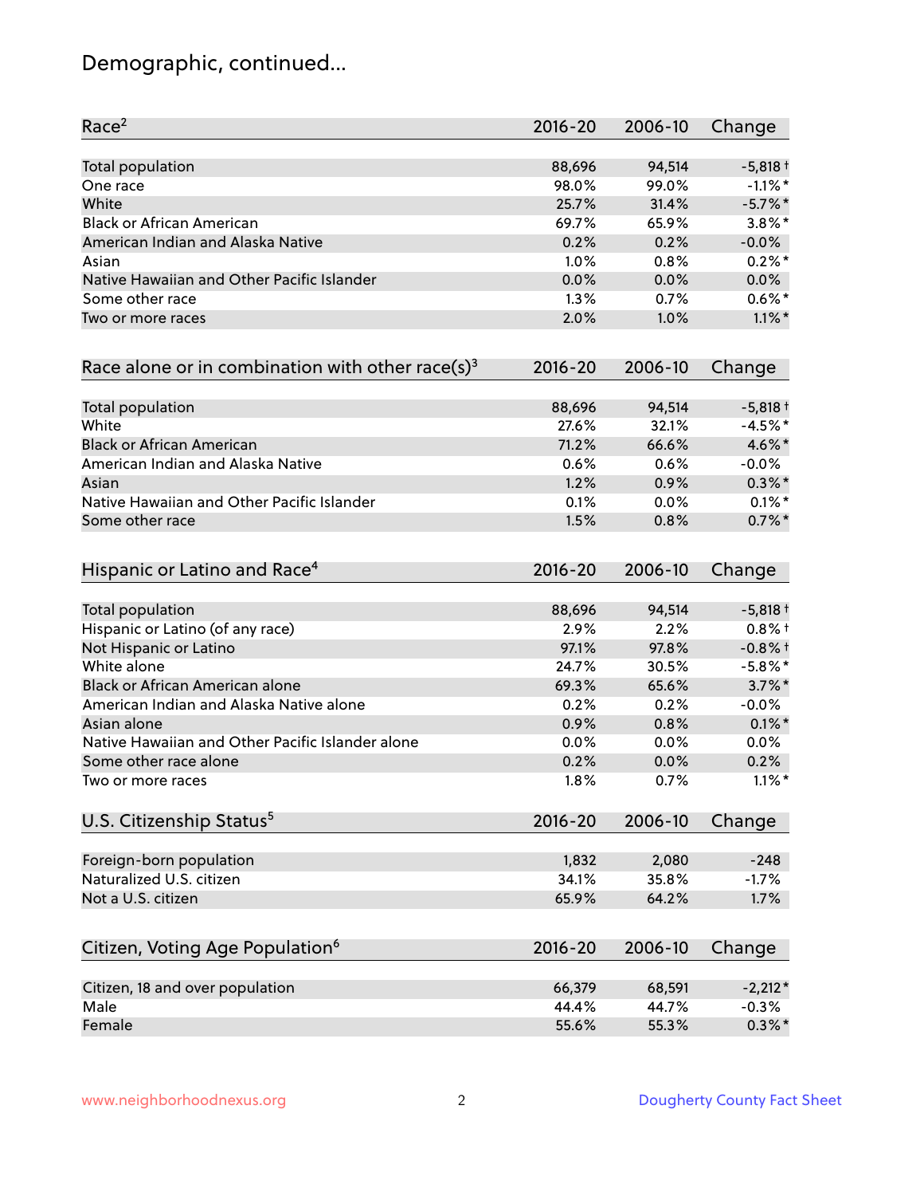# Demographic, continued...

| Race[2] | 2016-20 | 2006-10 | Change |
|---|---|---|---|
| Total population | 88,696 | 94,514 | -5,818 † |
| One race | 98.0% | 99.0% | -1.1% * |
| White | 25.7% | 31.4% | -5.7% * |
| Black or African American | 69.7% | 65.9% | 3.8% * |
| American Indian and Alaska Native | 0.2% | 0.2% | -0.0% |
| Asian | 1.0% | 0.8% | 0.2% * |
| Native Hawaiian and Other Pacific Islander | 0.0% | 0.0% | 0.0% |
| Some other race | 1.3% | 0.7% | 0.6% * |
| Two or more races | 2.0% | 1.0% | 1.1% * |

| Race alone or in combination with other race(s)[3] | 2016-20 | 2006-10 | Change |
|---|---|---|---|
| Total population | 88,696 | 94,514 | -5,818 † |
| White | 27.6% | 32.1% | -4.5% * |
| Black or African American | 71.2% | 66.6% | 4.6% * |
| American Indian and Alaska Native | 0.6% | 0.6% | -0.0% |
| Asian | 1.2% | 0.9% | 0.3% * |
| Native Hawaiian and Other Pacific Islander | 0.1% | 0.0% | 0.1% * |
| Some other race | 1.5% | 0.8% | 0.7% * |

| Hispanic or Latino and Race[4] | 2016-20 | 2006-10 | Change |
|---|---|---|---|
| Total population | 88,696 | 94,514 | -5,818 † |
| Hispanic or Latino (of any race) | 2.9% | 2.2% | 0.8% † |
| Not Hispanic or Latino | 97.1% | 97.8% | -0.8% † |
| White alone | 24.7% | 30.5% | -5.8% * |
| Black or African American alone | 69.3% | 65.6% | 3.7% * |
| American Indian and Alaska Native alone | 0.2% | 0.2% | -0.0% |
| Asian alone | 0.9% | 0.8% | 0.1% * |
| Native Hawaiian and Other Pacific Islander alone | 0.0% | 0.0% | 0.0% |
| Some other race alone | 0.2% | 0.0% | 0.2% |
| Two or more races | 1.8% | 0.7% | 1.1% * |

| U.S. Citizenship Status[5] | 2016-20 | 2006-10 | Change |
|---|---|---|---|
| Foreign-born population | 1,832 | 2,080 | -248 |
| Naturalized U.S. citizen | 34.1% | 35.8% | -1.7% |
| Not a U.S. citizen | 65.9% | 64.2% | 1.7% |

| Citizen, Voting Age Population[6] | 2016-20 | 2006-10 | Change |
|---|---|---|---|
| Citizen, 18 and over population | 66,379 | 68,591 | -2,212 * |
| Male | 44.4% | 44.7% | -0.3% |
| Female | 55.6% | 55.3% | 0.3% * |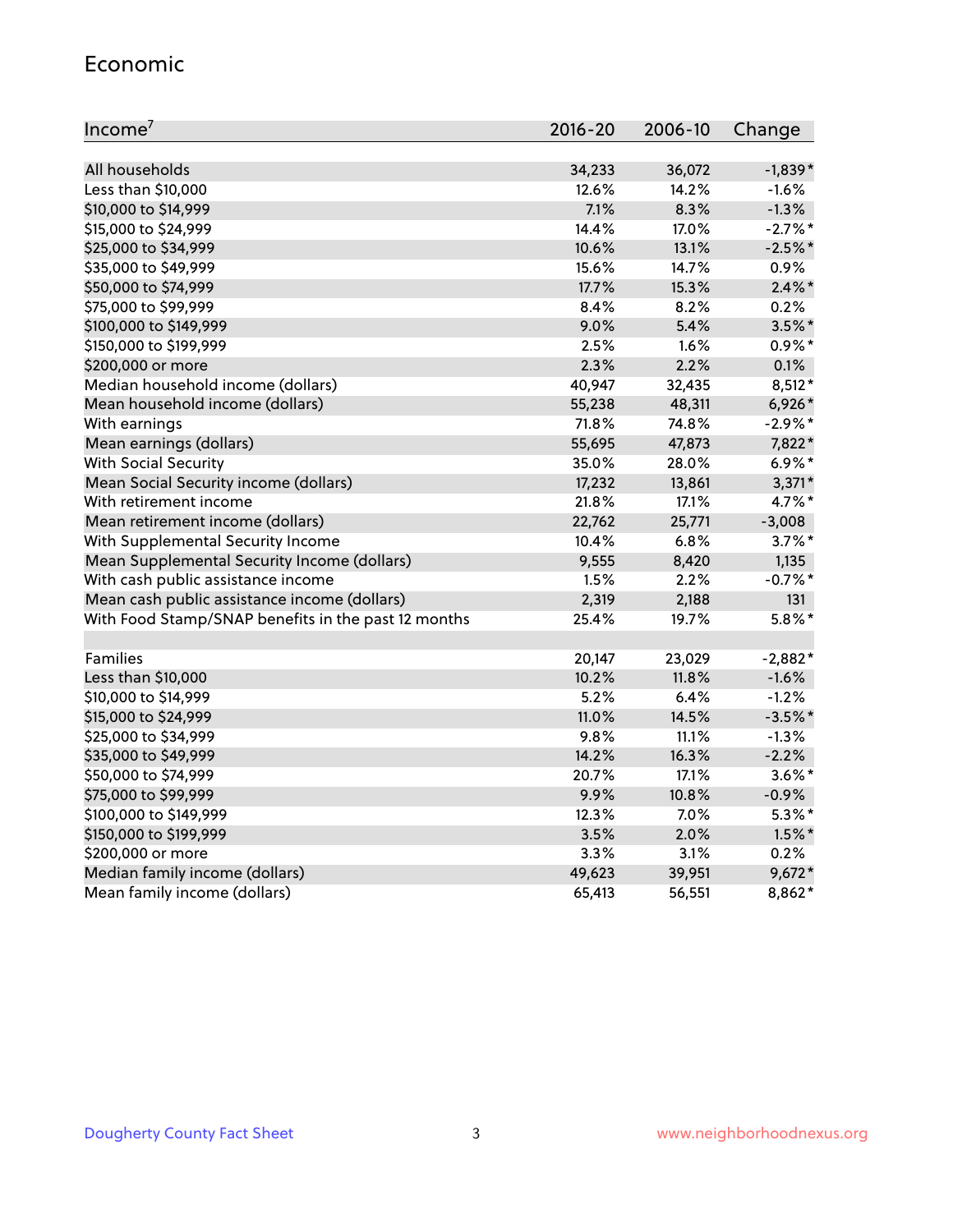## Economic

| Income[7] | 2016-20 | 2006-10 | Change |
|---|---|---|---|
| All households | 34,233 | 36,072 | -1,839* |
| Less than $10,000 | 12.6% | 14.2% | -1.6% |
| $10,000 to $14,999 | 7.1% | 8.3% | -1.3% |
| $15,000 to $24,999 | 14.4% | 17.0% | -2.7%* |
| $25,000 to $34,999 | 10.6% | 13.1% | -2.5%* |
| $35,000 to $49,999 | 15.6% | 14.7% | 0.9% |
| $50,000 to $74,999 | 17.7% | 15.3% | 2.4%* |
| $75,000 to $99,999 | 8.4% | 8.2% | 0.2% |
| $100,000 to $149,999 | 9.0% | 5.4% | 3.5%* |
| $150,000 to $199,999 | 2.5% | 1.6% | 0.9%* |
| $200,000 or more | 2.3% | 2.2% | 0.1% |
| Median household income (dollars) | 40,947 | 32,435 | 8,512* |
| Mean household income (dollars) | 55,238 | 48,311 | 6,926* |
| With earnings | 71.8% | 74.8% | -2.9%* |
| Mean earnings (dollars) | 55,695 | 47,873 | 7,822* |
| With Social Security | 35.0% | 28.0% | 6.9%* |
| Mean Social Security income (dollars) | 17,232 | 13,861 | 3,371* |
| With retirement income | 21.8% | 17.1% | 4.7%* |
| Mean retirement income (dollars) | 22,762 | 25,771 | -3,008 |
| With Supplemental Security Income | 10.4% | 6.8% | 3.7%* |
| Mean Supplemental Security Income (dollars) | 9,555 | 8,420 | 1,135 |
| With cash public assistance income | 1.5% | 2.2% | -0.7%* |
| Mean cash public assistance income (dollars) | 2,319 | 2,188 | 131 |
| With Food Stamp/SNAP benefits in the past 12 months | 25.4% | 19.7% | 5.8%* |
| | | | |
| Families | 20,147 | 23,029 | -2,882* |
| Less than $10,000 | 10.2% | 11.8% | -1.6% |
| $10,000 to $14,999 | 5.2% | 6.4% | -1.2% |
| $15,000 to $24,999 | 11.0% | 14.5% | -3.5%* |
| $25,000 to $34,999 | 9.8% | 11.1% | -1.3% |
| $35,000 to $49,999 | 14.2% | 16.3% | -2.2% |
| $50,000 to $74,999 | 20.7% | 17.1% | 3.6%* |
| $75,000 to $99,999 | 9.9% | 10.8% | -0.9% |
| $100,000 to $149,999 | 12.3% | 7.0% | 5.3%* |
| $150,000 to $199,999 | 3.5% | 2.0% | 1.5%* |
| $200,000 or more | 3.3% | 3.1% | 0.2% |
| Median family income (dollars) | 49,623 | 39,951 | 9,672* |
| Mean family income (dollars) | 65,413 | 56,551 | 8,862* |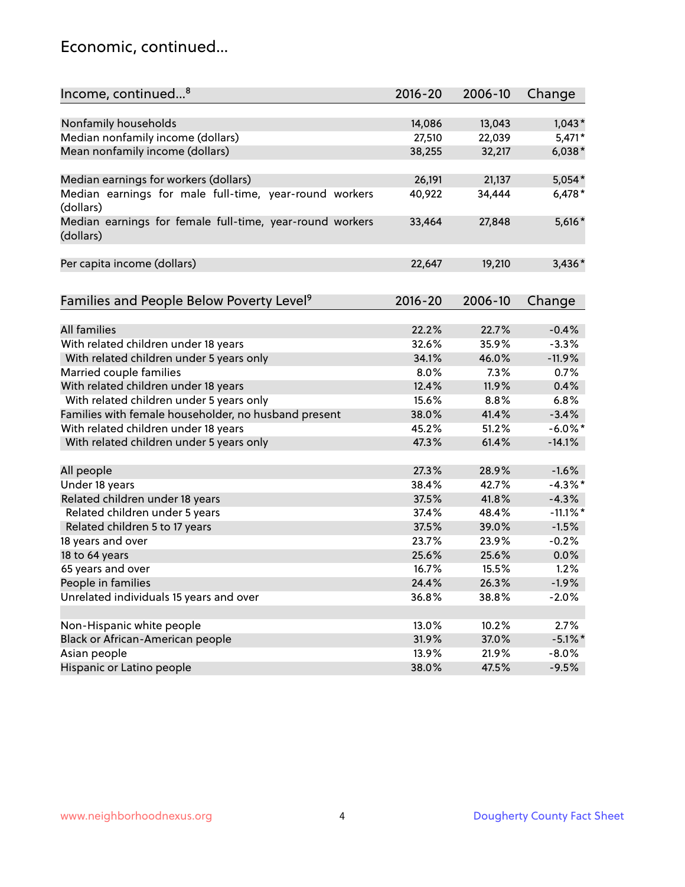# Economic, continued...

| Income, continued...[8] | 2016-20 | 2006-10 | Change |
|---|---|---|---|
| Nonfamily households | 14,086 | 13,043 | 1,043* |
| Median nonfamily income (dollars) | 27,510 | 22,039 | 5,471* |
| Mean nonfamily income (dollars) | 38,255 | 32,217 | 6,038* |
| Median earnings for workers (dollars) | 26,191 | 21,137 | 5,054* |
| Median earnings for male full-time, year-round workers (dollars) | 40,922 | 34,444 | 6,478* |
| Median earnings for female full-time, year-round workers (dollars) | 33,464 | 27,848 | 5,616* |
| Per capita income (dollars) | 22,647 | 19,210 | 3,436* |

| Families and People Below Poverty Level[9] | 2016-20 | 2006-10 | Change |
|---|---|---|---|
| All families | 22.2% | 22.7% | -0.4% |
| With related children under 18 years | 32.6% | 35.9% | -3.3% |
| With related children under 5 years only | 34.1% | 46.0% | -11.9% |
| Married couple families | 8.0% | 7.3% | 0.7% |
| With related children under 18 years | 12.4% | 11.9% | 0.4% |
| With related children under 5 years only | 15.6% | 8.8% | 6.8% |
| Families with female householder, no husband present | 38.0% | 41.4% | -3.4% |
| With related children under 18 years | 45.2% | 51.2% | -6.0%* |
| With related children under 5 years only | 47.3% | 61.4% | -14.1% |
| All people | 27.3% | 28.9% | -1.6% |
| Under 18 years | 38.4% | 42.7% | -4.3%* |
| Related children under 18 years | 37.5% | 41.8% | -4.3% |
| Related children under 5 years | 37.4% | 48.4% | -11.1%* |
| Related children 5 to 17 years | 37.5% | 39.0% | -1.5% |
| 18 years and over | 23.7% | 23.9% | -0.2% |
| 18 to 64 years | 25.6% | 25.6% | 0.0% |
| 65 years and over | 16.7% | 15.5% | 1.2% |
| People in families | 24.4% | 26.3% | -1.9% |
| Unrelated individuals 15 years and over | 36.8% | 38.8% | -2.0% |
| Non-Hispanic white people | 13.0% | 10.2% | 2.7% |
| Black or African-American people | 31.9% | 37.0% | -5.1%* |
| Asian people | 13.9% | 21.9% | -8.0% |
| Hispanic or Latino people | 38.0% | 47.5% | -9.5% |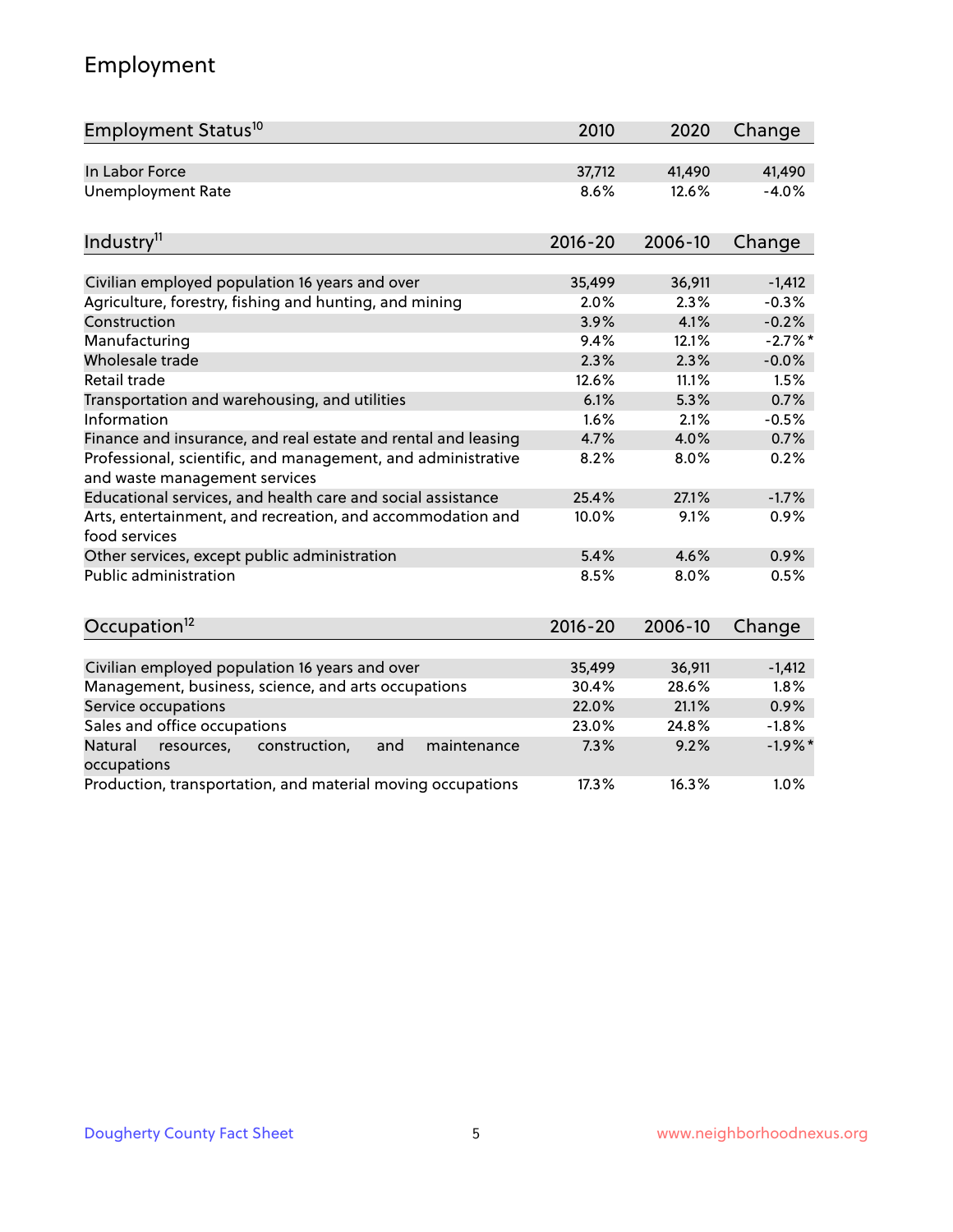## Employment

| Employment Status[10] | 2010 | 2020 | Change |
|---|---|---|---|
| In Labor Force | 37,712 | 41,490 | 41,490 |
| Unemployment Rate | 8.6% | 12.6% | -4.0% |

| Industry[11] | 2016-20 | 2006-10 | Change |
|---|---|---|---|
| Civilian employed population 16 years and over | 35,499 | 36,911 | -1,412 |
| Agriculture, forestry, fishing and hunting, and mining | 2.0% | 2.3% | -0.3% |
| Construction | 3.9% | 4.1% | -0.2% |
| Manufacturing | 9.4% | 12.1% | -2.7%* |
| Wholesale trade | 2.3% | 2.3% | -0.0% |
| Retail trade | 12.6% | 11.1% | 1.5% |
| Transportation and warehousing, and utilities | 6.1% | 5.3% | 0.7% |
| Information | 1.6% | 2.1% | -0.5% |
| Finance and insurance, and real estate and rental and leasing | 4.7% | 4.0% | 0.7% |
| Professional, scientific, and management, and administrative and waste management services | 8.2% | 8.0% | 0.2% |
| Educational services, and health care and social assistance | 25.4% | 27.1% | -1.7% |
| Arts, entertainment, and recreation, and accommodation and food services | 10.0% | 9.1% | 0.9% |
| Other services, except public administration | 5.4% | 4.6% | 0.9% |
| Public administration | 8.5% | 8.0% | 0.5% |

| Occupation[12] | 2016-20 | 2006-10 | Change |
|---|---|---|---|
| Civilian employed population 16 years and over | 35,499 | 36,911 | -1,412 |
| Management, business, science, and arts occupations | 30.4% | 28.6% | 1.8% |
| Service occupations | 22.0% | 21.1% | 0.9% |
| Sales and office occupations | 23.0% | 24.8% | -1.8% |
| Natural resources, construction, and maintenance occupations | 7.3% | 9.2% | -1.9%* |
| Production, transportation, and material moving occupations | 17.3% | 16.3% | 1.0% |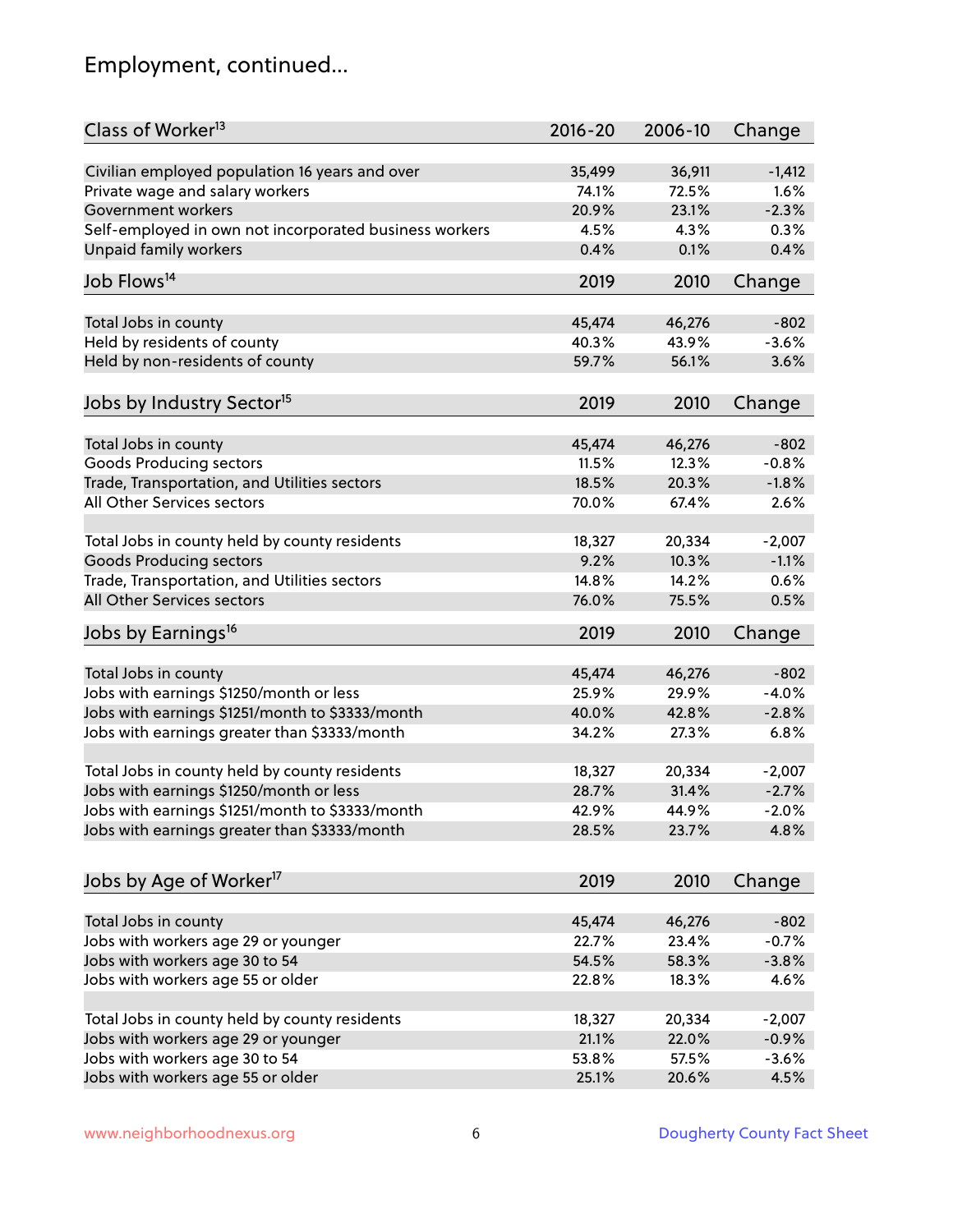## Employment, continued...

| Class of Worker[13] | 2016-20 | 2006-10 | Change |
|---|---|---|---|
| Civilian employed population 16 years and over | 35,499 | 36,911 | -1,412 |
| Private wage and salary workers | 74.1% | 72.5% | 1.6% |
| Government workers | 20.9% | 23.1% | -2.3% |
| Self-employed in own not incorporated business workers | 4.5% | 4.3% | 0.3% |
| Unpaid family workers | 0.4% | 0.1% | 0.4% |

| Job Flows[14] | 2019 | 2010 | Change |
|---|---|---|---|
| Total Jobs in county | 45,474 | 46,276 | -802 |
| Held by residents of county | 40.3% | 43.9% | -3.6% |
| Held by non-residents of county | 59.7% | 56.1% | 3.6% |

| Jobs by Industry Sector[15] | 2019 | 2010 | Change |
|---|---|---|---|
| Total Jobs in county | 45,474 | 46,276 | -802 |
| Goods Producing sectors | 11.5% | 12.3% | -0.8% |
| Trade, Transportation, and Utilities sectors | 18.5% | 20.3% | -1.8% |
| All Other Services sectors | 70.0% | 67.4% | 2.6% |
| | | | |
| Total Jobs in county held by county residents | 18,327 | 20,334 | -2,007 |
| Goods Producing sectors | 9.2% | 10.3% | -1.1% |
| Trade, Transportation, and Utilities sectors | 14.8% | 14.2% | 0.6% |
| All Other Services sectors | 76.0% | 75.5% | 0.5% |

| Jobs by Earnings[16] | 2019 | 2010 | Change |
|---|---|---|---|
| Total Jobs in county | 45,474 | 46,276 | -802 |
| Jobs with earnings $1250/month or less | 25.9% | 29.9% | -4.0% |
| Jobs with earnings $1251/month to $3333/month | 40.0% | 42.8% | -2.8% |
| Jobs with earnings greater than $3333/month | 34.2% | 27.3% | 6.8% |
| | | | |
| Total Jobs in county held by county residents | 18,327 | 20,334 | -2,007 |
| Jobs with earnings $1250/month or less | 28.7% | 31.4% | -2.7% |
| Jobs with earnings $1251/month to $3333/month | 42.9% | 44.9% | -2.0% |
| Jobs with earnings greater than $3333/month | 28.5% | 23.7% | 4.8% |

| Jobs by Age of Worker[17] | 2019 | 2010 | Change |
|---|---|---|---|
| Total Jobs in county | 45,474 | 46,276 | -802 |
| Jobs with workers age 29 or younger | 22.7% | 23.4% | -0.7% |
| Jobs with workers age 30 to 54 | 54.5% | 58.3% | -3.8% |
| Jobs with workers age 55 or older | 22.8% | 18.3% | 4.6% |
| | | | |
| Total Jobs in county held by county residents | 18,327 | 20,334 | -2,007 |
| Jobs with workers age 29 or younger | 21.1% | 22.0% | -0.9% |
| Jobs with workers age 30 to 54 | 53.8% | 57.5% | -3.6% |
| Jobs with workers age 55 or older | 25.1% | 20.6% | 4.5% |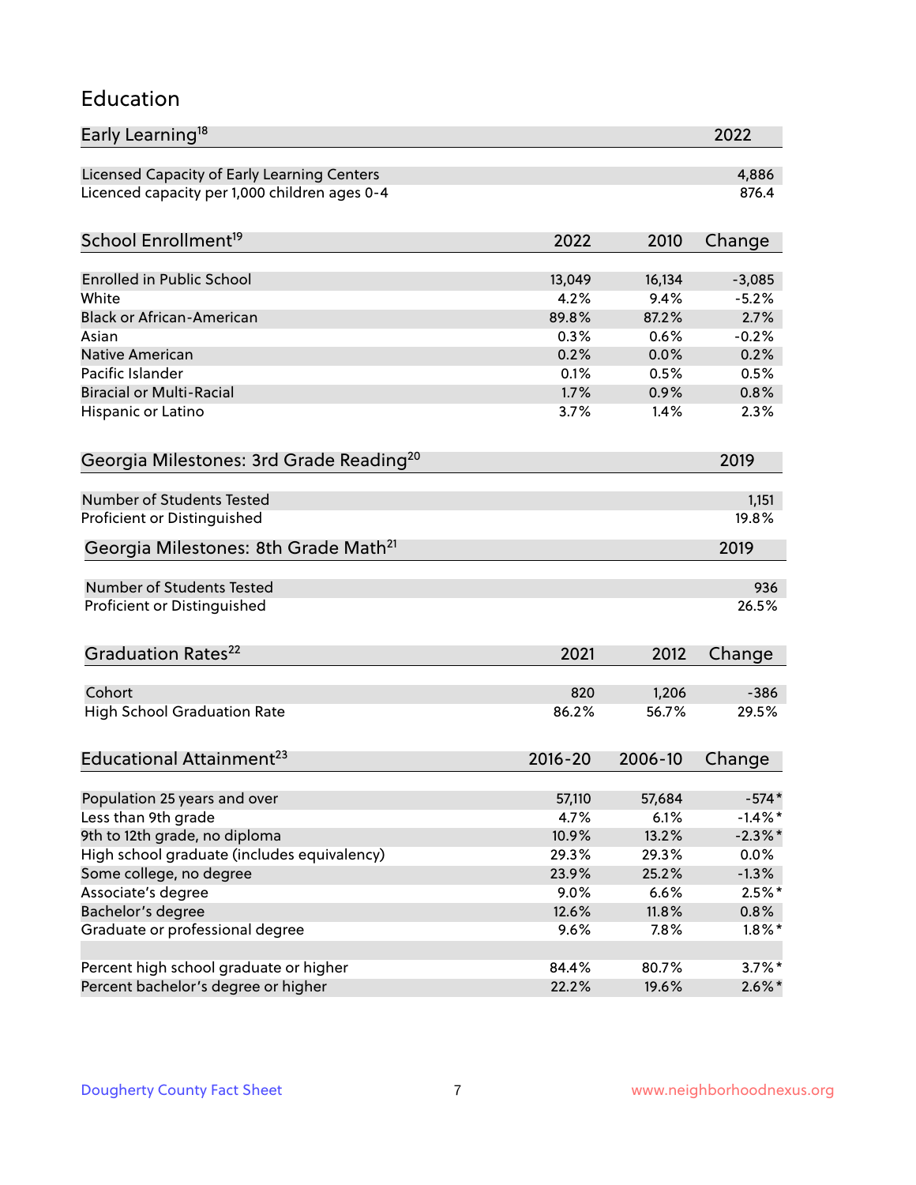# Education

| Early Learning[18] | 2022 |
|---|---|
| Licensed Capacity of Early Learning Centers | 4,886 |
| Licenced capacity per 1,000 children ages 0-4 | 876.4 |

| School Enrollment[19] | 2022 | 2010 | Change |
|---|---|---|---|
| Enrolled in Public School | 13,049 | 16,134 | -3,085 |
| White | 4.2% | 9.4% | -5.2% |
| Black or African-American | 89.8% | 87.2% | 2.7% |
| Asian | 0.3% | 0.6% | -0.2% |
| Native American | 0.2% | 0.0% | 0.2% |
| Pacific Islander | 0.1% | 0.5% | 0.5% |
| Biracial or Multi-Racial | 1.7% | 0.9% | 0.8% |
| Hispanic or Latino | 3.7% | 1.4% | 2.3% |

| Georgia Milestones: 3rd Grade Reading[20] | 2019 |
|---|---|
| Number of Students Tested | 1,151 |
| Proficient or Distinguished | 19.8% |

| Georgia Milestones: 8th Grade Math[21] | 2019 |
|---|---|
| Number of Students Tested | 936 |
| Proficient or Distinguished | 26.5% |

| Graduation Rates[22] | 2021 | 2012 | Change |
|---|---|---|---|
| Cohort | 820 | 1,206 | -386 |
| High School Graduation Rate | 86.2% | 56.7% | 29.5% |

| Educational Attainment[23] | 2016-20 | 2006-10 | Change |
|---|---|---|---|
| Population 25 years and over | 57,110 | 57,684 | -574* |
| Less than 9th grade | 4.7% | 6.1% | -1.4%* |
| 9th to 12th grade, no diploma | 10.9% | 13.2% | -2.3%* |
| High school graduate (includes equivalency) | 29.3% | 29.3% | 0.0% |
| Some college, no degree | 23.9% | 25.2% | -1.3% |
| Associate's degree | 9.0% | 6.6% | 2.5%* |
| Bachelor's degree | 12.6% | 11.8% | 0.8% |
| Graduate or professional degree | 9.6% | 7.8% | 1.8%* |
| | | | |
| Percent high school graduate or higher | 84.4% | 80.7% | 3.7%* |
| Percent bachelor's degree or higher | 22.2% | 19.6% | 2.6%* |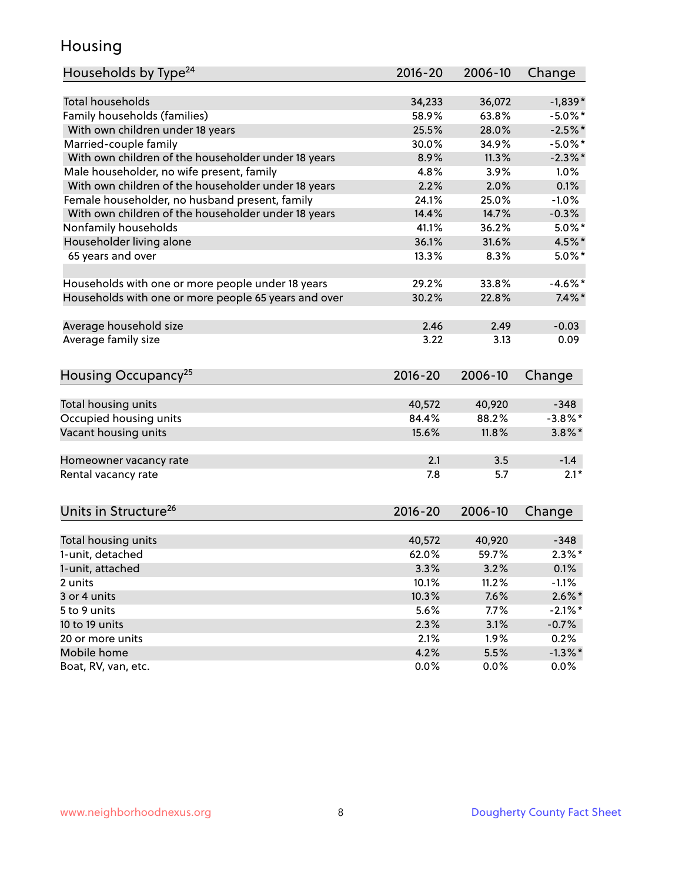## Housing

| Households by Type[24] | 2016-20 | 2006-10 | Change |
|---|---|---|---|
| Total households | 34,233 | 36,072 | -1,839* |
| Family households (families) | 58.9% | 63.8% | -5.0%* |
| With own children under 18 years | 25.5% | 28.0% | -2.5%* |
| Married-couple family | 30.0% | 34.9% | -5.0%* |
| With own children of the householder under 18 years | 8.9% | 11.3% | -2.3%* |
| Male householder, no wife present, family | 4.8% | 3.9% | 1.0% |
| With own children of the householder under 18 years | 2.2% | 2.0% | 0.1% |
| Female householder, no husband present, family | 24.1% | 25.0% | -1.0% |
| With own children of the householder under 18 years | 14.4% | 14.7% | -0.3% |
| Nonfamily households | 41.1% | 36.2% | 5.0%* |
| Householder living alone | 36.1% | 31.6% | 4.5%* |
| 65 years and over | 13.3% | 8.3% | 5.0%* |
| | | | |
| Households with one or more people under 18 years | 29.2% | 33.8% | -4.6%* |
| Households with one or more people 65 years and over | 30.2% | 22.8% | 7.4%* |
| | | | |
| Average household size | 2.46 | 2.49 | -0.03 |
| Average family size | 3.22 | 3.13 | 0.09 |

| Housing Occupancy[25] | 2016-20 | 2006-10 | Change |
|---|---|---|---|
| Total housing units | 40,572 | 40,920 | -348 |
| Occupied housing units | 84.4% | 88.2% | -3.8%* |
| Vacant housing units | 15.6% | 11.8% | 3.8%* |
| | | | |
| Homeowner vacancy rate | 2.1 | 3.5 | -1.4 |
| Rental vacancy rate | 7.8 | 5.7 | 2.1* |

| Units in Structure[26] | 2016-20 | 2006-10 | Change |
|---|---|---|---|
| Total housing units | 40,572 | 40,920 | -348 |
| 1-unit, detached | 62.0% | 59.7% | 2.3%* |
| 1-unit, attached | 3.3% | 3.2% | 0.1% |
| 2 units | 10.1% | 11.2% | -1.1% |
| 3 or 4 units | 10.3% | 7.6% | 2.6%* |
| 5 to 9 units | 5.6% | 7.7% | -2.1%* |
| 10 to 19 units | 2.3% | 3.1% | -0.7% |
| 20 or more units | 2.1% | 1.9% | 0.2% |
| Mobile home | 4.2% | 5.5% | -1.3%* |
| Boat, RV, van, etc. | 0.0% | 0.0% | 0.0% |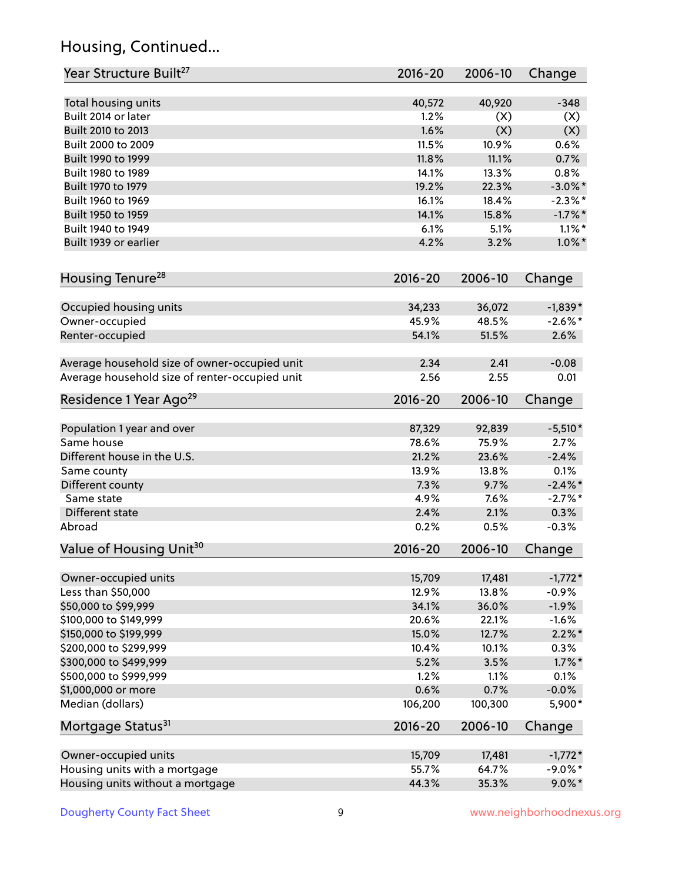## Housing, Continued...

| Year Structure Built[27] | 2016-20 | 2006-10 | Change |
|---|---|---|---|
| Total housing units | 40,572 | 40,920 | -348 |
| Built 2014 or later | 1.2% | (X) | (X) |
| Built 2010 to 2013 | 1.6% | (X) | (X) |
| Built 2000 to 2009 | 11.5% | 10.9% | 0.6% |
| Built 1990 to 1999 | 11.8% | 11.1% | 0.7% |
| Built 1980 to 1989 | 14.1% | 13.3% | 0.8% |
| Built 1970 to 1979 | 19.2% | 22.3% | -3.0%* |
| Built 1960 to 1969 | 16.1% | 18.4% | -2.3%* |
| Built 1950 to 1959 | 14.1% | 15.8% | -1.7%* |
| Built 1940 to 1949 | 6.1% | 5.1% | 1.1%* |
| Built 1939 or earlier | 4.2% | 3.2% | 1.0%* |

| Housing Tenure[28] | 2016-20 | 2006-10 | Change |
|---|---|---|---|
| Occupied housing units | 34,233 | 36,072 | -1,839* |
| Owner-occupied | 45.9% | 48.5% | -2.6%* |
| Renter-occupied | 54.1% | 51.5% | 2.6% |
| Average household size of owner-occupied unit | 2.34 | 2.41 | -0.08 |
| Average household size of renter-occupied unit | 2.56 | 2.55 | 0.01 |

| Residence 1 Year Ago[29] | 2016-20 | 2006-10 | Change |
|---|---|---|---|
| Population 1 year and over | 87,329 | 92,839 | -5,510* |
| Same house | 78.6% | 75.9% | 2.7% |
| Different house in the U.S. | 21.2% | 23.6% | -2.4% |
| Same county | 13.9% | 13.8% | 0.1% |
| Different county | 7.3% | 9.7% | -2.4%* |
| Same state | 4.9% | 7.6% | -2.7%* |
| Different state | 2.4% | 2.1% | 0.3% |
| Abroad | 0.2% | 0.5% | -0.3% |

| Value of Housing Unit[30] | 2016-20 | 2006-10 | Change |
|---|---|---|---|
| Owner-occupied units | 15,709 | 17,481 | -1,772* |
| Less than $50,000 | 12.9% | 13.8% | -0.9% |
| $50,000 to $99,999 | 34.1% | 36.0% | -1.9% |
| $100,000 to $149,999 | 20.6% | 22.1% | -1.6% |
| $150,000 to $199,999 | 15.0% | 12.7% | 2.2%* |
| $200,000 to $299,999 | 10.4% | 10.1% | 0.3% |
| $300,000 to $499,999 | 5.2% | 3.5% | 1.7%* |
| $500,000 to $999,999 | 1.2% | 1.1% | 0.1% |
| $1,000,000 or more | 0.6% | 0.7% | -0.0% |
| Median (dollars) | 106,200 | 100,300 | 5,900* |

| Mortgage Status[31] | 2016-20 | 2006-10 | Change |
|---|---|---|---|
| Owner-occupied units | 15,709 | 17,481 | -1,772* |
| Housing units with a mortgage | 55.7% | 64.7% | -9.0%* |
| Housing units without a mortgage | 44.3% | 35.3% | 9.0%* |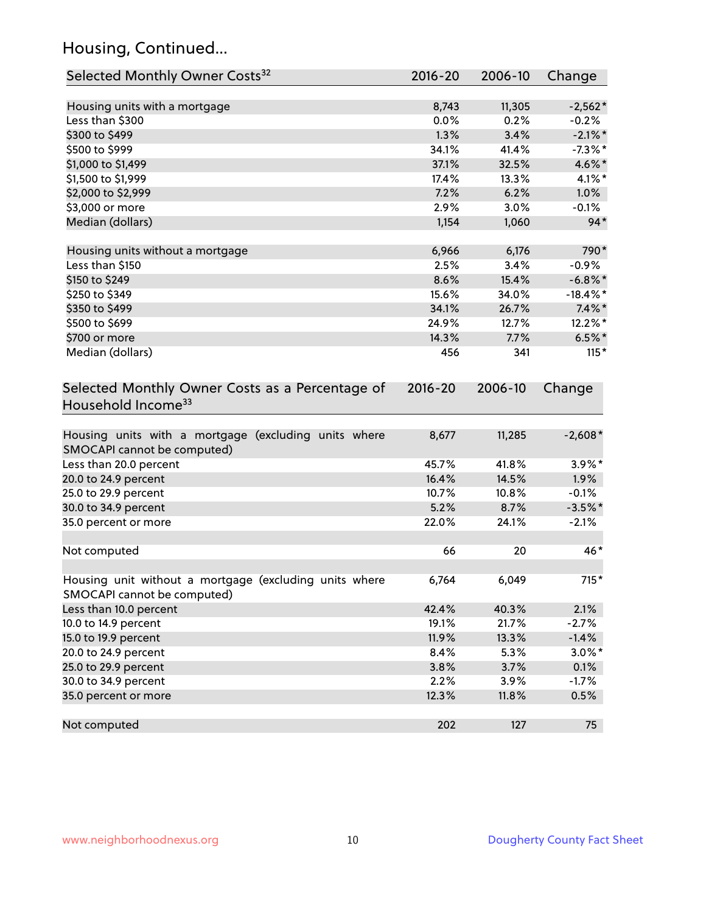## Housing, Continued...

| Selected Monthly Owner Costs[32] | 2016-20 | 2006-10 | Change |
|---|---|---|---|
| Housing units with a mortgage | 8,743 | 11,305 | -2,562* |
| Less than $300 | 0.0% | 0.2% | -0.2% |
| $300 to $499 | 1.3% | 3.4% | -2.1%* |
| $500 to $999 | 34.1% | 41.4% | -7.3%* |
| $1,000 to $1,499 | 37.1% | 32.5% | 4.6%* |
| $1,500 to $1,999 | 17.4% | 13.3% | 4.1%* |
| $2,000 to $2,999 | 7.2% | 6.2% | 1.0% |
| $3,000 or more | 2.9% | 3.0% | -0.1% |
| Median (dollars) | 1,154 | 1,060 | 94* |
| | | | |
| Housing units without a mortgage | 6,966 | 6,176 | 790* |
| Less than $150 | 2.5% | 3.4% | -0.9% |
| $150 to $249 | 8.6% | 15.4% | -6.8%* |
| $250 to $349 | 15.6% | 34.0% | -18.4%* |
| $350 to $499 | 34.1% | 26.7% | 7.4%* |
| $500 to $699 | 24.9% | 12.7% | 12.2%* |
| $700 or more | 14.3% | 7.7% | 6.5%* |
| Median (dollars) | 456 | 341 | 115* |

| Selected Monthly Owner Costs as a Percentage of Household Income[33] | 2016-20 | 2006-10 | Change |
|---|---|---|---|
| Housing units with a mortgage (excluding units where SMOCAPI cannot be computed) | 8,677 | 11,285 | -2,608* |
| Less than 20.0 percent | 45.7% | 41.8% | 3.9%* |
| 20.0 to 24.9 percent | 16.4% | 14.5% | 1.9% |
| 25.0 to 29.9 percent | 10.7% | 10.8% | -0.1% |
| 30.0 to 34.9 percent | 5.2% | 8.7% | -3.5%* |
| 35.0 percent or more | 22.0% | 24.1% | -2.1% |
| | | | |
| Not computed | 66 | 20 | 46* |
| | | | |
| Housing unit without a mortgage (excluding units where SMOCAPI cannot be computed) | 6,764 | 6,049 | 715* |
| Less than 10.0 percent | 42.4% | 40.3% | 2.1% |
| 10.0 to 14.9 percent | 19.1% | 21.7% | -2.7% |
| 15.0 to 19.9 percent | 11.9% | 13.3% | -1.4% |
| 20.0 to 24.9 percent | 8.4% | 5.3% | 3.0%* |
| 25.0 to 29.9 percent | 3.8% | 3.7% | 0.1% |
| 30.0 to 34.9 percent | 2.2% | 3.9% | -1.7% |
| 35.0 percent or more | 12.3% | 11.8% | 0.5% |
| | | | |
| Not computed | 202 | 127 | 75 |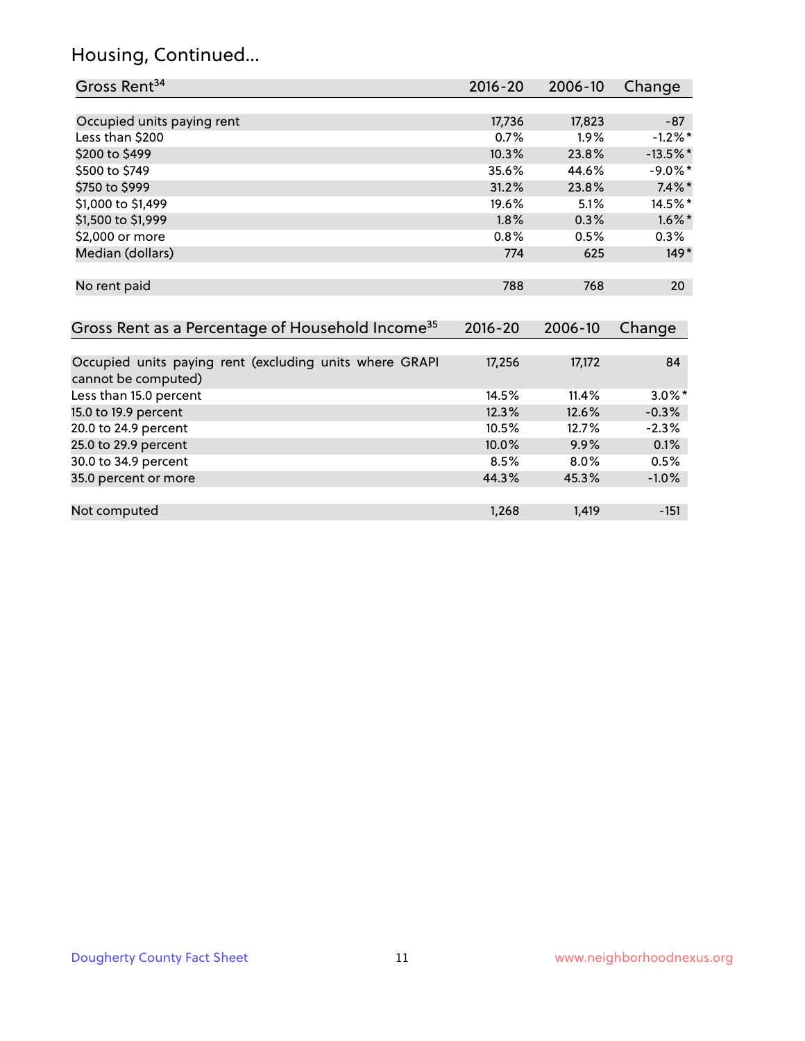# Housing, Continued...

| Gross Rent[34] | 2016-20 | 2006-10 | Change |
|---|---|---|---|
| Occupied units paying rent | 17,736 | 17,823 | -87 |
| Less than $200 | 0.7% | 1.9% | -1.2%* |
| $200 to $499 | 10.3% | 23.8% | -13.5%* |
| $500 to $749 | 35.6% | 44.6% | -9.0%* |
| $750 to $999 | 31.2% | 23.8% | 7.4%* |
| $1,000 to $1,499 | 19.6% | 5.1% | 14.5%* |
| $1,500 to $1,999 | 1.8% | 0.3% | 1.6%* |
| $2,000 or more | 0.8% | 0.5% | 0.3% |
| Median (dollars) | 774 | 625 | 149* |
| No rent paid | 788 | 768 | 20 |

| Gross Rent as a Percentage of Household Income[35] | 2016-20 | 2006-10 | Change |
|---|---|---|---|
| Occupied units paying rent (excluding units where GRAPI cannot be computed) | 17,256 | 17,172 | 84 |
| Less than 15.0 percent | 14.5% | 11.4% | 3.0%* |
| 15.0 to 19.9 percent | 12.3% | 12.6% | -0.3% |
| 20.0 to 24.9 percent | 10.5% | 12.7% | -2.3% |
| 25.0 to 29.9 percent | 10.0% | 9.9% | 0.1% |
| 30.0 to 34.9 percent | 8.5% | 8.0% | 0.5% |
| 35.0 percent or more | 44.3% | 45.3% | -1.0% |
| Not computed | 1,268 | 1,419 | -151 |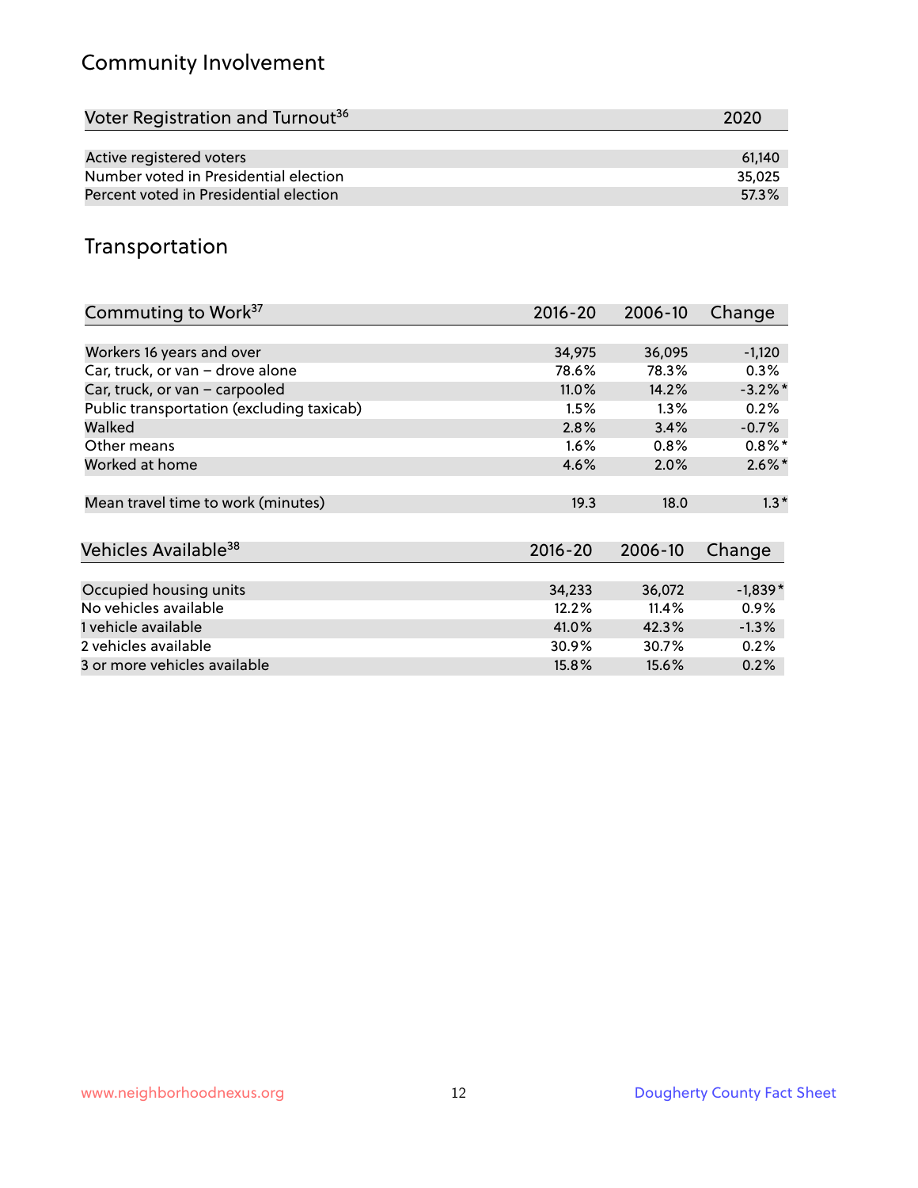## Community Involvement

| Voter Registration and Turnout[36] | 2020 |
|---|---|
| Active registered voters | 61,140 |
| Number voted in Presidential election | 35,025 |
| Percent voted in Presidential election | 57.3% |

## Transportation

| Commuting to Work[37] | 2016-20 | 2006-10 | Change |
|---|---|---|---|
| Workers 16 years and over | 34,975 | 36,095 | -1,120 |
| Car, truck, or van – drove alone | 78.6% | 78.3% | 0.3% |
| Car, truck, or van – carpooled | 11.0% | 14.2% | -3.2%* |
| Public transportation (excluding taxicab) | 1.5% | 1.3% | 0.2% |
| Walked | 2.8% | 3.4% | -0.7% |
| Other means | 1.6% | 0.8% | 0.8%* |
| Worked at home | 4.6% | 2.0% | 2.6%* |
| Mean travel time to work (minutes) | 19.3 | 18.0 | 1.3* |

| Vehicles Available[38] | 2016-20 | 2006-10 | Change |
|---|---|---|---|
| Occupied housing units | 34,233 | 36,072 | -1,839* |
| No vehicles available | 12.2% | 11.4% | 0.9% |
| 1 vehicle available | 41.0% | 42.3% | -1.3% |
| 2 vehicles available | 30.9% | 30.7% | 0.2% |
| 3 or more vehicles available | 15.8% | 15.6% | 0.2% |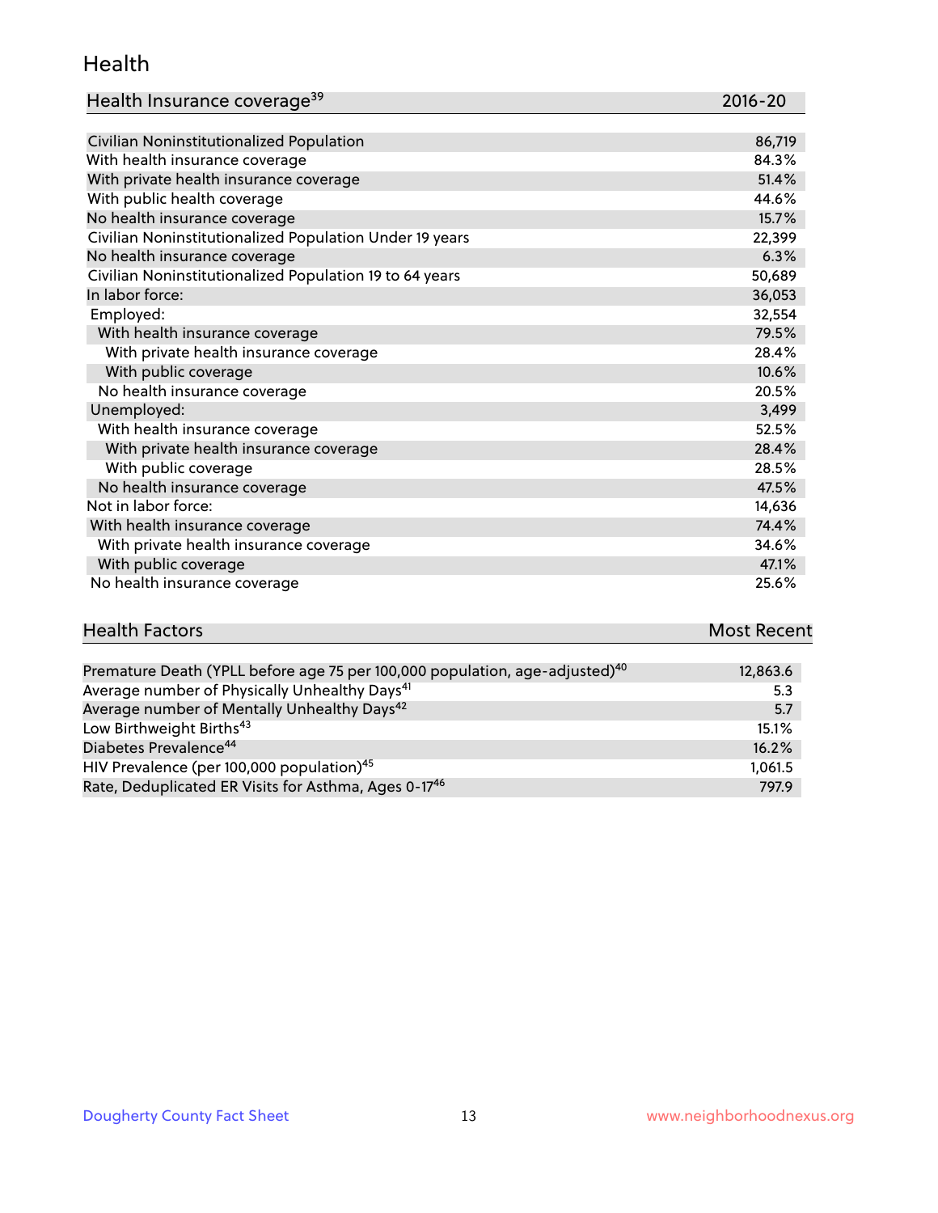## Health

| Health Insurance coverage[39] | 2016-20 |
|---|---|
| Civilian Noninstitutionalized Population | 86,719 |
| With health insurance coverage | 84.3% |
| With private health insurance coverage | 51.4% |
| With public health coverage | 44.6% |
| No health insurance coverage | 15.7% |
| Civilian Noninstitutionalized Population Under 19 years | 22,399 |
| No health insurance coverage | 6.3% |
| Civilian Noninstitutionalized Population 19 to 64 years | 50,689 |
| In labor force: | 36,053 |
| Employed: | 32,554 |
| With health insurance coverage | 79.5% |
| With private health insurance coverage | 28.4% |
| With public coverage | 10.6% |
| No health insurance coverage | 20.5% |
| Unemployed: | 3,499 |
| With health insurance coverage | 52.5% |
| With private health insurance coverage | 28.4% |
| With public coverage | 28.5% |
| No health insurance coverage | 47.5% |
| Not in labor force: | 14,636 |
| With health insurance coverage | 74.4% |
| With private health insurance coverage | 34.6% |
| With public coverage | 47.1% |
| No health insurance coverage | 25.6% |

| Health Factors | Most Recent |
|---|---|
| Premature Death (YPLL before age 75 per 100,000 population, age-adjusted)[40] | 12,863.6 |
| Average number of Physically Unhealthy Days[41] | 5.3 |
| Average number of Mentally Unhealthy Days[42] | 5.7 |
| Low Birthweight Births[43] | 15.1% |
| Diabetes Prevalence[44] | 16.2% |
| HIV Prevalence (per 100,000 population)[45] | 1,061.5 |
| Rate, Deduplicated ER Visits for Asthma, Ages 0-17[46] | 797.9 |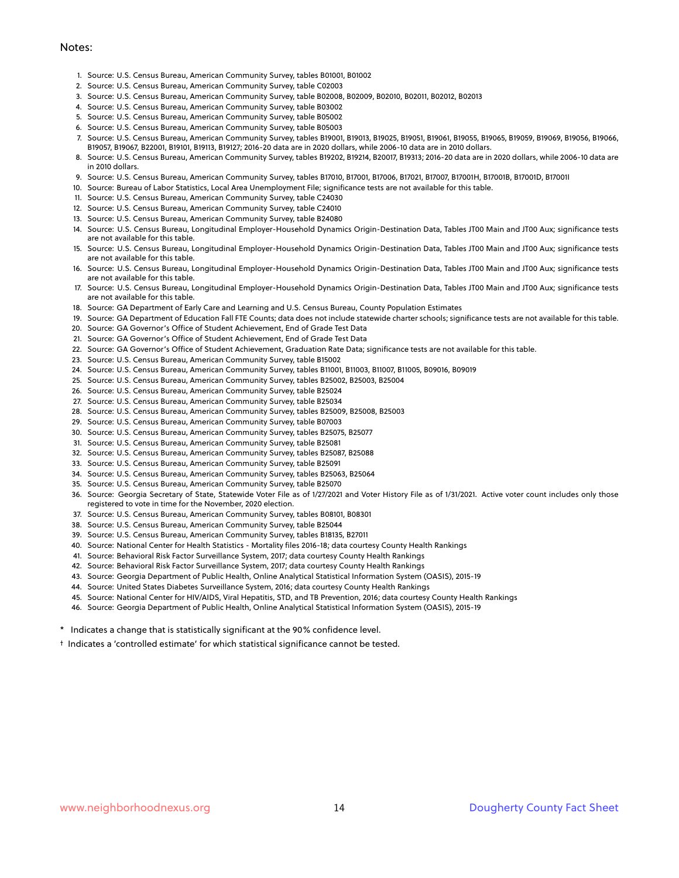Notes:

1. Source: U.S. Census Bureau, American Community Survey, tables B01001, B01002
2. Source: U.S. Census Bureau, American Community Survey, table C02003
3. Source: U.S. Census Bureau, American Community Survey, table B02008, B02009, B02010, B02011, B02012, B02013
4. Source: U.S. Census Bureau, American Community Survey, table B03002
5. Source: U.S. Census Bureau, American Community Survey, table B05002
6. Source: U.S. Census Bureau, American Community Survey, table B05003
7. Source: U.S. Census Bureau, American Community Survey, tables B19001, B19013, B19025, B19051, B19061, B19055, B19065, B19059, B19069, B19056, B19066, B19057, B19067, B22001, B19101, B19113, B19127; 2016-20 data are in 2020 dollars, while 2006-10 data are in 2010 dollars.
8. Source: U.S. Census Bureau, American Community Survey, tables B19202, B19214, B20017, B19313; 2016-20 data are in 2020 dollars, while 2006-10 data are in 2010 dollars.
9. Source: U.S. Census Bureau, American Community Survey, tables B17010, B17001, B17006, B17021, B17007, B17001H, B17001B, B17001D, B17001I
10. Source: Bureau of Labor Statistics, Local Area Unemployment File; significance tests are not available for this table.
11. Source: U.S. Census Bureau, American Community Survey, table C24030
12. Source: U.S. Census Bureau, American Community Survey, table C24010
13. Source: U.S. Census Bureau, American Community Survey, table B24080
14. Source: U.S. Census Bureau, Longitudinal Employer-Household Dynamics Origin-Destination Data, Tables JT00 Main and JT00 Aux; significance tests are not available for this table.
15. Source: U.S. Census Bureau, Longitudinal Employer-Household Dynamics Origin-Destination Data, Tables JT00 Main and JT00 Aux; significance tests are not available for this table.
16. Source: U.S. Census Bureau, Longitudinal Employer-Household Dynamics Origin-Destination Data, Tables JT00 Main and JT00 Aux; significance tests are not available for this table.
17. Source: U.S. Census Bureau, Longitudinal Employer-Household Dynamics Origin-Destination Data, Tables JT00 Main and JT00 Aux; significance tests are not available for this table.
18. Source: GA Department of Early Care and Learning and U.S. Census Bureau, County Population Estimates
19. Source: GA Department of Education Fall FTE Counts; data does not include statewide charter schools; significance tests are not available for this table.
20. Source: GA Governor's Office of Student Achievement, End of Grade Test Data
21. Source: GA Governor's Office of Student Achievement, End of Grade Test Data
22. Source: GA Governor's Office of Student Achievement, Graduation Rate Data; significance tests are not available for this table.
23. Source: U.S. Census Bureau, American Community Survey, table B15002
24. Source: U.S. Census Bureau, American Community Survey, tables B11001, B11003, B11007, B11005, B09016, B09019
25. Source: U.S. Census Bureau, American Community Survey, tables B25002, B25003, B25004
26. Source: U.S. Census Bureau, American Community Survey, table B25024
27. Source: U.S. Census Bureau, American Community Survey, table B25034
28. Source: U.S. Census Bureau, American Community Survey, tables B25009, B25008, B25003
29. Source: U.S. Census Bureau, American Community Survey, table B07003
30. Source: U.S. Census Bureau, American Community Survey, tables B25075, B25077
31. Source: U.S. Census Bureau, American Community Survey, table B25081
32. Source: U.S. Census Bureau, American Community Survey, tables B25087, B25088
33. Source: U.S. Census Bureau, American Community Survey, table B25091
34. Source: U.S. Census Bureau, American Community Survey, tables B25063, B25064
35. Source: U.S. Census Bureau, American Community Survey, table B25070
36. Source: Georgia Secretary of State, Statewide Voter File as of 1/27/2021 and Voter History File as of 1/31/2021. Active voter count includes only those registered to vote in time for the November, 2020 election.
37. Source: U.S. Census Bureau, American Community Survey, tables B08101, B08301
38. Source: U.S. Census Bureau, American Community Survey, table B25044
39. Source: U.S. Census Bureau, American Community Survey, tables B18135, B27011
40. Source: National Center for Health Statistics - Mortality files 2016-18; data courtesy County Health Rankings
41. Source: Behavioral Risk Factor Surveillance System, 2017; data courtesy County Health Rankings
42. Source: Behavioral Risk Factor Surveillance System, 2017; data courtesy County Health Rankings
43. Source: Georgia Department of Public Health, Online Analytical Statistical Information System (OASIS), 2015-19
44. Source: United States Diabetes Surveillance System, 2016; data courtesy County Health Rankings
45. Source: National Center for HIV/AIDS, Viral Hepatitis, STD, and TB Prevention, 2016; data courtesy County Health Rankings
46. Source: Georgia Department of Public Health, Online Analytical Statistical Information System (OASIS), 2015-19

\* Indicates a change that is statistically significant at the 90% confidence level.

† Indicates a 'controlled estimate' for which statistical significance cannot be tested.